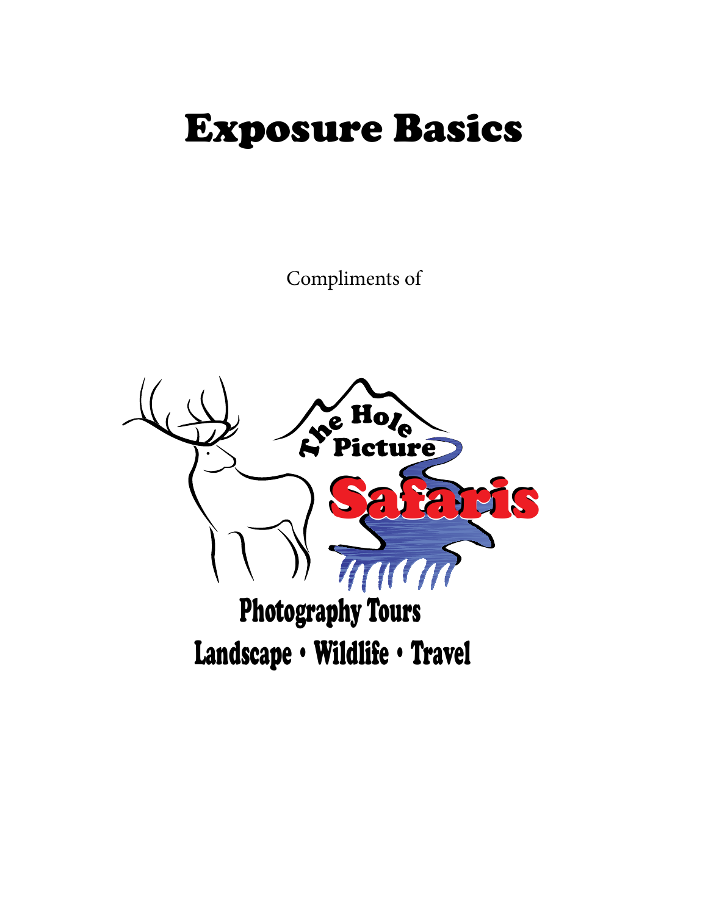# Exposure Basics

Compliments of

The Hole Picture

Safaris

Photography Tours

Landscape • Wildlife • Travel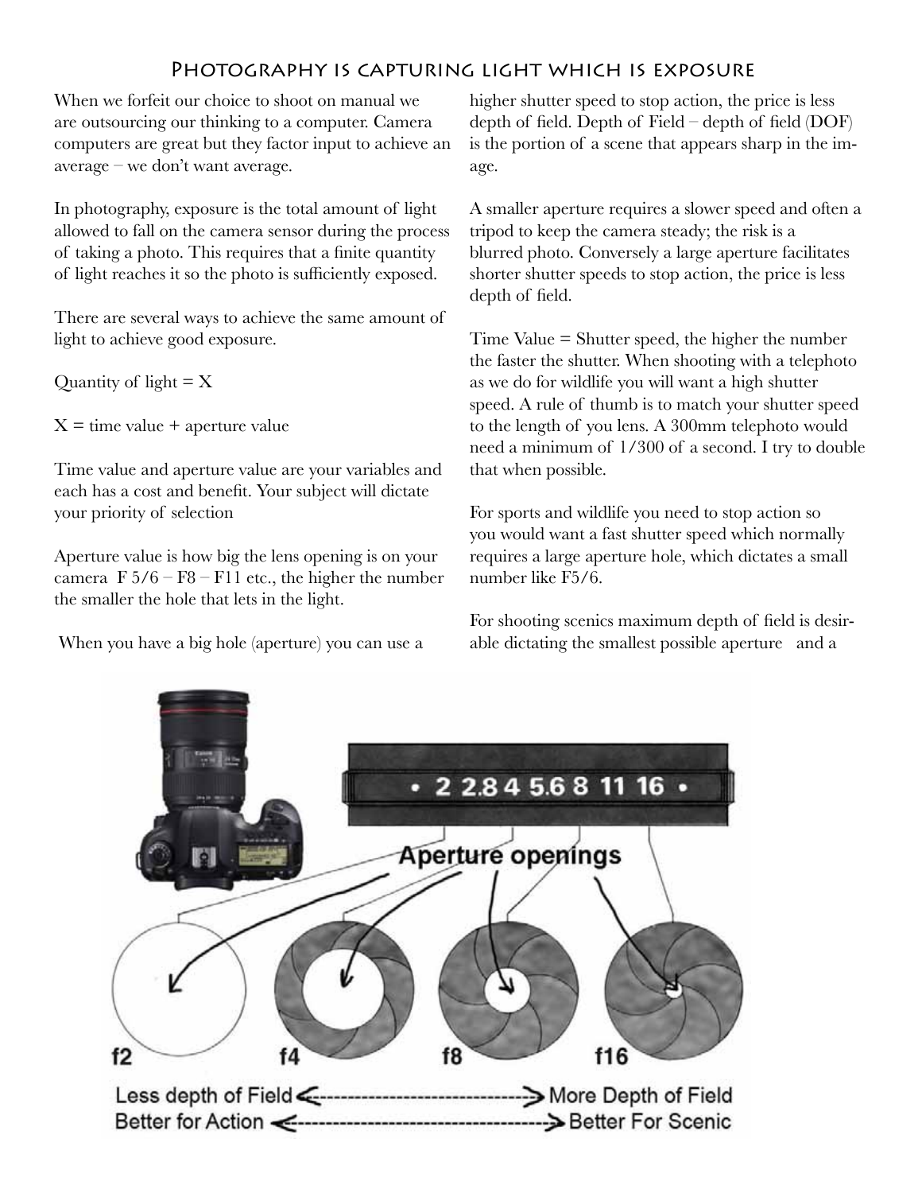## Photography is capturing light which is exposure

When we forfeit our choice to shoot on manual we are outsourcing our thinking to a computer. Camera computers are great but they factor input to achieve an average – we don't want average.

In photography, exposure is the total amount of light allowed to fall on the camera sensor during the process of taking a photo. This requires that a finite quantity of light reaches it so the photo is sufficiently exposed.

There are several ways to achieve the same amount of light to achieve good exposure.

Quantity of light = X

X = time value + aperture value

Time value and aperture value are your variables and each has a cost and benefit. Your subject will dictate your priority of selection

Aperture value is how big the lens opening is on your camera F 5/6 – F8 – F11 etc., the higher the number the smaller the hole that lets in the light.

When you have a big hole (aperture) you can use a higher shutter speed to stop action, the price is less depth of field. Depth of Field – depth of field (DOF) is the portion of a scene that appears sharp in the image.

A smaller aperture requires a slower speed and often a tripod to keep the camera steady; the risk is a blurred photo. Conversely a large aperture facilitates shorter shutter speeds to stop action, the price is less depth of field.

Time Value = Shutter speed, the higher the number the faster the shutter. When shooting with a telephoto as we do for wildlife you will want a high shutter speed. A rule of thumb is to match your shutter speed to the length of you lens. A 300mm telephoto would need a minimum of 1/300 of a second. I try to double that when possible.

For sports and wildlife you need to stop action so you would want a fast shutter speed which normally requires a large aperture hole, which dictates a small number like F5/6.

For shooting scenics maximum depth of field is desirable dictating the smallest possible aperture and a

• 2 2.8 4 5.6 8 11 16 •

Aperture openings

f2 f4 f8 f16

Less depth of Field <---> More Depth of Field

Better for Action <---> Better For Scenic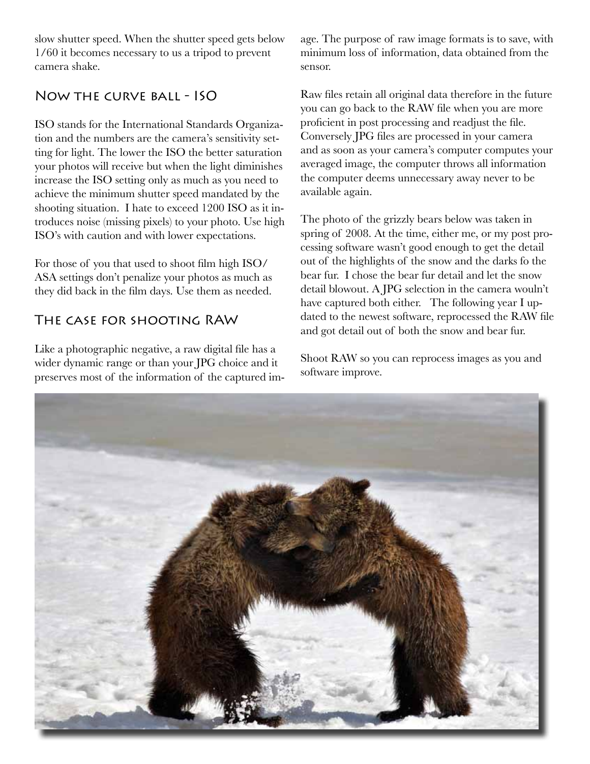slow shutter speed. When the shutter speed gets below 1/60 it becomes necessary to us a tripod to prevent camera shake.

## Now the curve ball - ISO

ISO stands for the International Standards Organization and the numbers are the camera's sensitivity setting for light. The lower the ISO the better saturation your photos will receive but when the light diminishes increase the ISO setting only as much as you need to achieve the minimum shutter speed mandated by the shooting situation. I hate to exceed 1200 ISO as it introduces noise (missing pixels) to your photo. Use high ISO's with caution and with lower expectations.

For those of you that used to shoot film high ISO/ASA settings don't penalize your photos as much as they did back in the film days. Use them as needed.

## The case for shooting RAW

Like a photographic negative, a raw digital file has a wider dynamic range or than your JPG choice and it preserves most of the information of the captured image. The purpose of raw image formats is to save, with minimum loss of information, data obtained from the sensor.

Raw files retain all original data therefore in the future you can go back to the RAW file when you are more proficient in post processing and readjust the file. Conversely JPG files are processed in your camera and as soon as your camera's computer computes your averaged image, the computer throws all information the computer deems unnecessary away never to be available again.

The photo of the grizzly bears below was taken in spring of 2008. At the time, either me, or my post processing software wasn't good enough to get the detail out of the highlights of the snow and the darks fo the bear fur. I chose the bear fur detail and let the snow detail blowout. A JPG selection in the camera wouln't have captured both either. The following year I updated to the newest software, reprocessed the RAW file and got detail out of both the snow and bear fur.

Shoot RAW so you can reprocess images as you and software improve.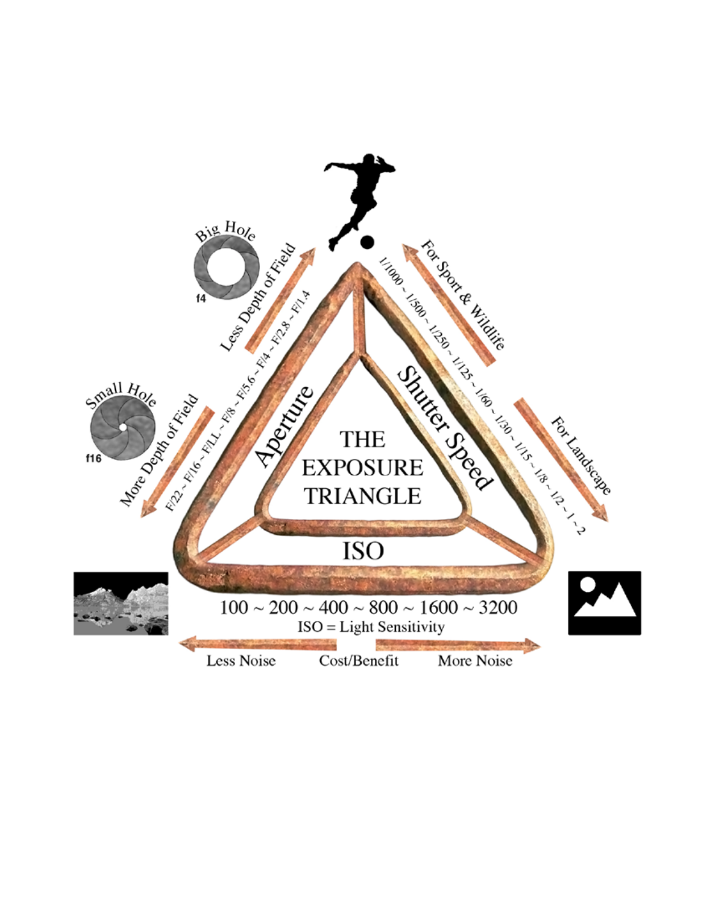THE EXPOSURE TRIANGLE

Aperture

Shutter Speed

ISO

Big Hole

f4

Less Depth of Field

Small Hole

f16

More Depth of Field

F/22 ~ F/16 ~ F/LL ~ F/8 ~ F/5.6 ~ F/4 ~ F/2.8 ~ F/1.4

For Sport & Wildlife

For Landscape

1/1000 ~ 1/500 ~ 1/250 ~ 1/125 ~ 1/60 ~ 1/30 ~ 1/15 ~ 1/8 ~ 1/2 ~ 1 ~ 2

100 ~ 200 ~ 400 ~ 800 ~ 1600 ~ 3200

ISO = Light Sensitivity

Less Noise

Cost/Benefit

More Noise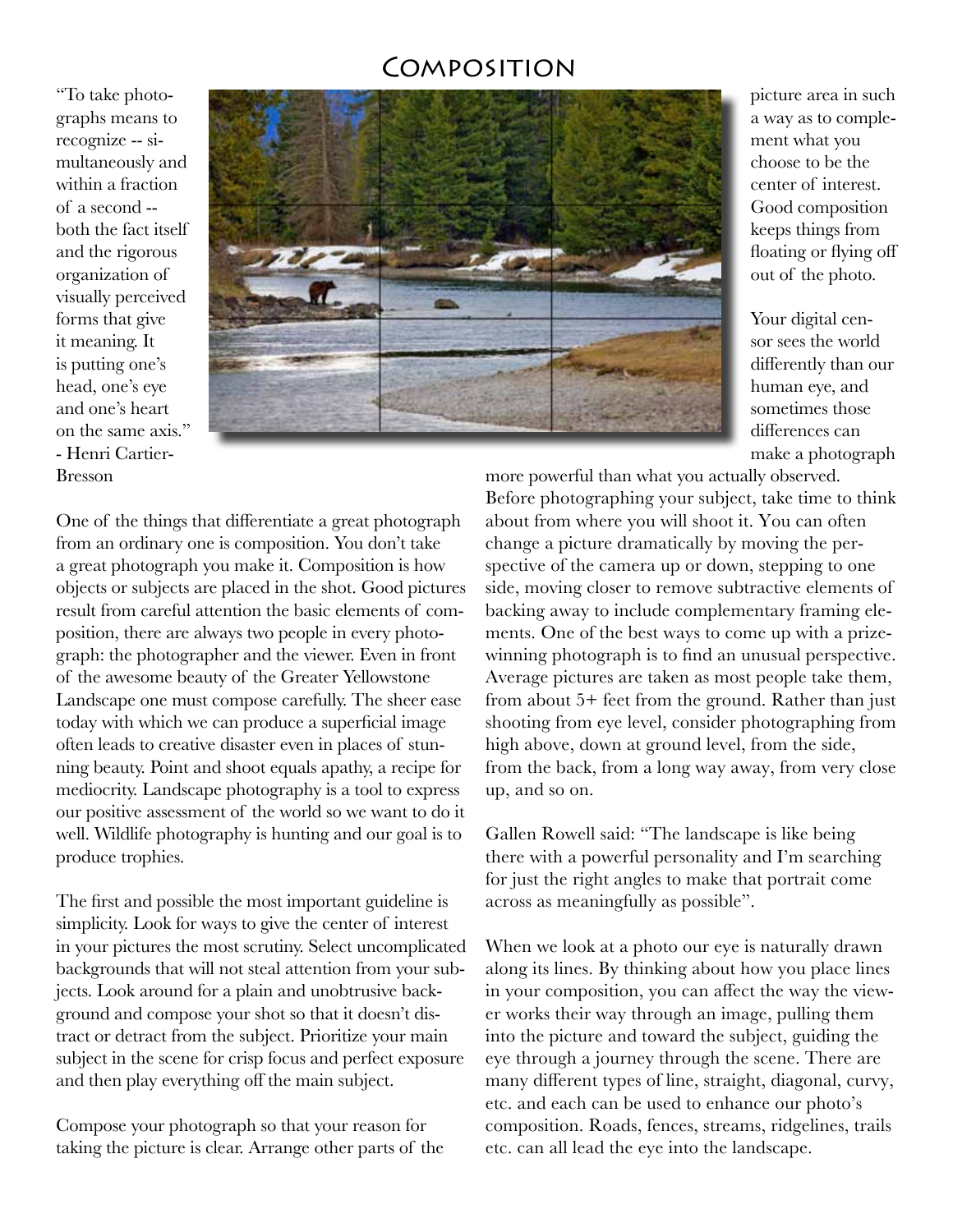# Composition

"To take photographs means to recognize -- simultaneously and within a fraction of a second -- both the fact itself and the rigorous organization of visually perceived forms that give it meaning. It is putting one's head, one's eye and one's heart on the same axis." - Henri Cartier-Bresson

One of the things that differentiate a great photograph from an ordinary one is composition. You don't take a great photograph you make it. Composition is how objects or subjects are placed in the shot. Good pictures result from careful attention the basic elements of composition, there are always two people in every photograph: the photographer and the viewer. Even in front of the awesome beauty of the Greater Yellowstone Landscape one must compose carefully. The sheer ease today with which we can produce a superficial image often leads to creative disaster even in places of stunning beauty. Point and shoot equals apathy, a recipe for mediocrity. Landscape photography is a tool to express our positive assessment of the world so we want to do it well. Wildlife photography is hunting and our goal is to produce trophies.

The first and possible the most important guideline is simplicity. Look for ways to give the center of interest in your pictures the most scrutiny. Select uncomplicated backgrounds that will not steal attention from your subjects. Look around for a plain and unobtrusive background and compose your shot so that it doesn't distract or detract from the subject. Prioritize your main subject in the scene for crisp focus and perfect exposure and then play everything off the main subject.

Compose your photograph so that your reason for taking the picture is clear. Arrange other parts of the picture area in such a way as to complement what you choose to be the center of interest. Good composition keeps things from floating or flying off out of the photo.

Your digital censor sees the world differently than our human eye, and sometimes those differences can make a photograph more powerful than what you actually observed. Before photographing your subject, take time to think about from where you will shoot it. You can often change a picture dramatically by moving the perspective of the camera up or down, stepping to one side, moving closer to remove subtractive elements of backing away to include complementary framing elements. One of the best ways to come up with a prize-winning photograph is to find an unusual perspective. Average pictures are taken as most people take them, from about 5+ feet from the ground. Rather than just shooting from eye level, consider photographing from high above, down at ground level, from the side, from the back, from a long way away, from very close up, and so on.

Gallen Rowell said: "The landscape is like being there with a powerful personality and I'm searching for just the right angles to make that portrait come across as meaningfully as possible".

When we look at a photo our eye is naturally drawn along its lines. By thinking about how you place lines in your composition, you can affect the way the viewer works their way through an image, pulling them into the picture and toward the subject, guiding the eye through a journey through the scene. There are many different types of line, straight, diagonal, curvy, etc. and each can be used to enhance our photo's composition. Roads, fences, streams, ridgelines, trails etc. can all lead the eye into the landscape.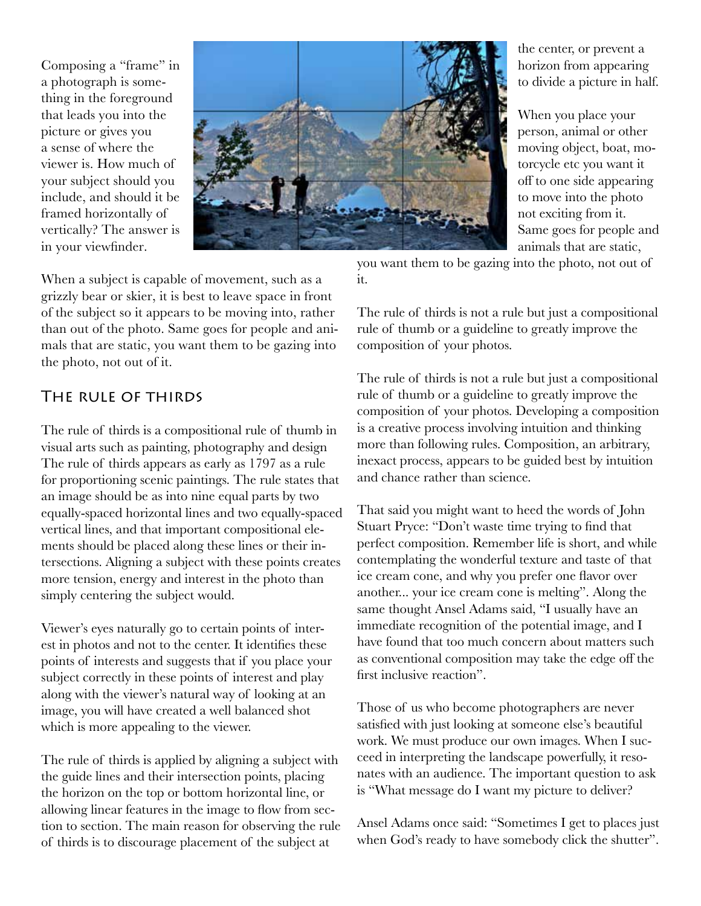Composing a "frame" in a photograph is something in the foreground that leads you into the picture or gives you a sense of where the viewer is. How much of your subject should you include, and should it be framed horizontally of vertically? The answer is in your viewfinder.

When a subject is capable of movement, such as a grizzly bear or skier, it is best to leave space in front of the subject so it appears to be moving into, rather than out of the photo. Same goes for people and animals that are static, you want them to be gazing into the photo, not out of it.

## The rule of thirds

The rule of thirds is a compositional rule of thumb in visual arts such as painting, photography and design The rule of thirds appears as early as 1797 as a rule for proportioning scenic paintings. The rule states that an image should be as into nine equal parts by two equally-spaced horizontal lines and two equally-spaced vertical lines, and that important compositional elements should be placed along these lines or their intersections. Aligning a subject with these points creates more tension, energy and interest in the photo than simply centering the subject would.

Viewer's eyes naturally go to certain points of interest in photos and not to the center. It identifies these points of interests and suggests that if you place your subject correctly in these points of interest and play along with the viewer's natural way of looking at an image, you will have created a well balanced shot which is more appealing to the viewer.

The rule of thirds is applied by aligning a subject with the guide lines and their intersection points, placing the horizon on the top or bottom horizontal line, or allowing linear features in the image to flow from section to section. The main reason for observing the rule of thirds is to discourage placement of the subject at the center, or prevent a horizon from appearing to divide a picture in half.

When you place your person, animal or other moving object, boat, motorcycle etc you want it off to one side appearing to move into the photo not exciting from it. Same goes for people and animals that are static, you want them to be gazing into the photo, not out of it.

The rule of thirds is not a rule but just a compositional rule of thumb or a guideline to greatly improve the composition of your photos.

The rule of thirds is not a rule but just a compositional rule of thumb or a guideline to greatly improve the composition of your photos. Developing a composition is a creative process involving intuition and thinking more than following rules. Composition, an arbitrary, inexact process, appears to be guided best by intuition and chance rather than science.

That said you might want to heed the words of John Stuart Pryce: "Don't waste time trying to find that perfect composition. Remember life is short, and while contemplating the wonderful texture and taste of that ice cream cone, and why you prefer one flavor over another... your ice cream cone is melting". Along the same thought Ansel Adams said, "I usually have an immediate recognition of the potential image, and I have found that too much concern about matters such as conventional composition may take the edge off the first inclusive reaction".

Those of us who become photographers are never satisfied with just looking at someone else's beautiful work. We must produce our own images. When I succeed in interpreting the landscape powerfully, it resonates with an audience. The important question to ask is "What message do I want my picture to deliver?

Ansel Adams once said: "Sometimes I get to places just when God's ready to have somebody click the shutter".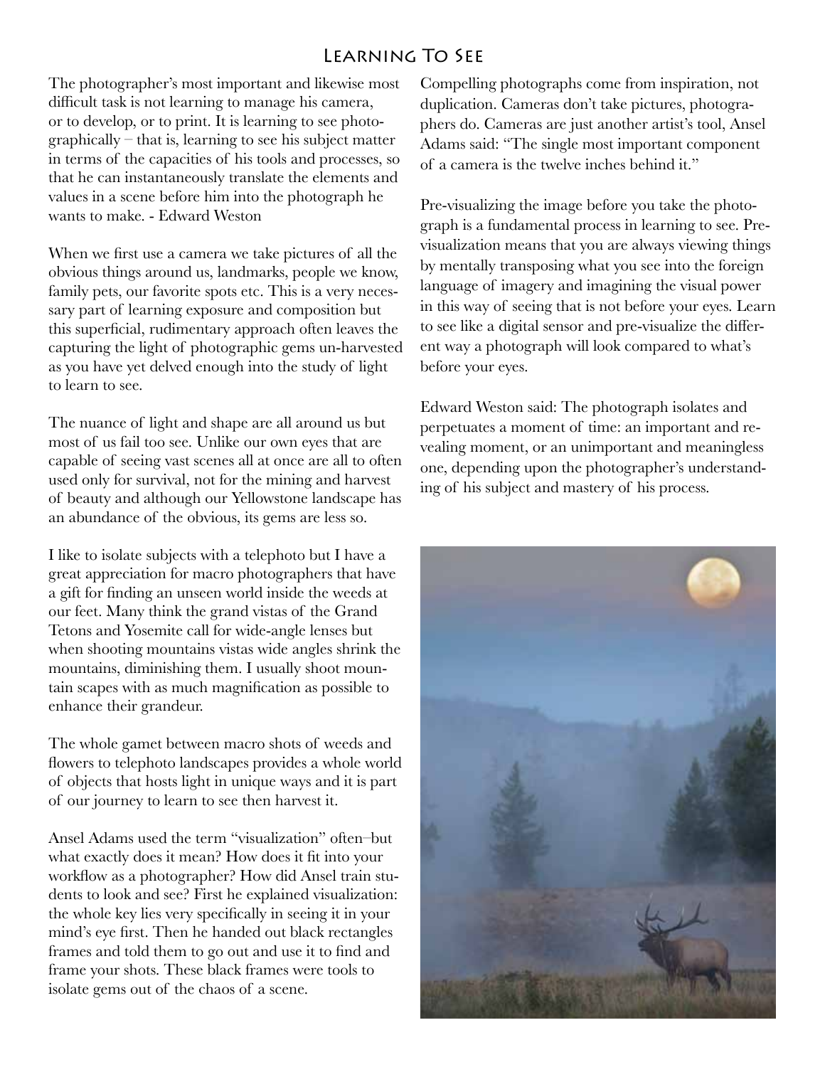## Learning To See

The photographer's most important and likewise most difficult task is not learning to manage his camera, or to develop, or to print. It is learning to see photographically – that is, learning to see his subject matter in terms of the capacities of his tools and processes, so that he can instantaneously translate the elements and values in a scene before him into the photograph he wants to make. - Edward Weston

When we first use a camera we take pictures of all the obvious things around us, landmarks, people we know, family pets, our favorite spots etc. This is a very necessary part of learning exposure and composition but this superficial, rudimentary approach often leaves the capturing the light of photographic gems un-harvested as you have yet delved enough into the study of light to learn to see.

The nuance of light and shape are all around us but most of us fail too see. Unlike our own eyes that are capable of seeing vast scenes all at once are all to often used only for survival, not for the mining and harvest of beauty and although our Yellowstone landscape has an abundance of the obvious, its gems are less so.

I like to isolate subjects with a telephoto but I have a great appreciation for macro photographers that have a gift for finding an unseen world inside the weeds at our feet. Many think the grand vistas of the Grand Tetons and Yosemite call for wide-angle lenses but when shooting mountains vistas wide angles shrink the mountains, diminishing them. I usually shoot mountain scapes with as much magnification as possible to enhance their grandeur.

The whole gamet between macro shots of weeds and flowers to telephoto landscapes provides a whole world of objects that hosts light in unique ways and it is part of our journey to learn to see then harvest it.

Ansel Adams used the term "visualization" often–but what exactly does it mean? How does it fit into your workflow as a photographer? How did Ansel train students to look and see? First he explained visualization: the whole key lies very specifically in seeing it in your mind's eye first. Then he handed out black rectangles frames and told them to go out and use it to find and frame your shots. These black frames were tools to isolate gems out of the chaos of a scene.

Compelling photographs come from inspiration, not duplication. Cameras don't take pictures, photographers do. Cameras are just another artist's tool, Ansel Adams said: "The single most important component of a camera is the twelve inches behind it."

Pre-visualizing the image before you take the photograph is a fundamental process in learning to see. Pre-visualization means that you are always viewing things by mentally transposing what you see into the foreign language of imagery and imagining the visual power in this way of seeing that is not before your eyes. Learn to see like a digital sensor and pre-visualize the different way a photograph will look compared to what's before your eyes.

Edward Weston said: The photograph isolates and perpetuates a moment of time: an important and revealing moment, or an unimportant and meaningless one, depending upon the photographer's understanding of his subject and mastery of his process.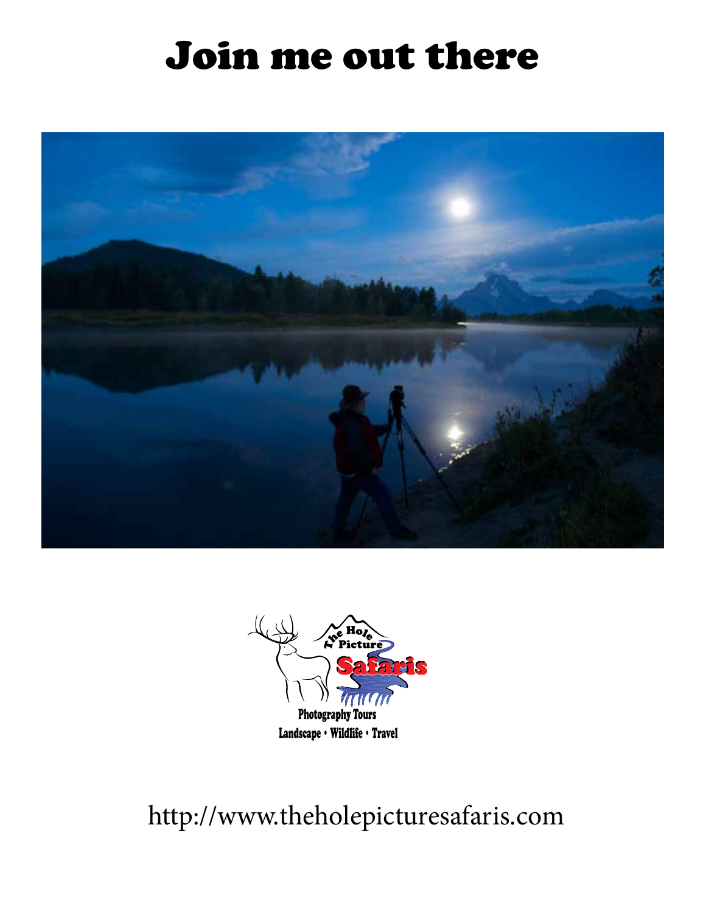# Join me out there

Photography Tours
Landscape • Wildlife • Travel

http://www.theholepicturesafaris.com